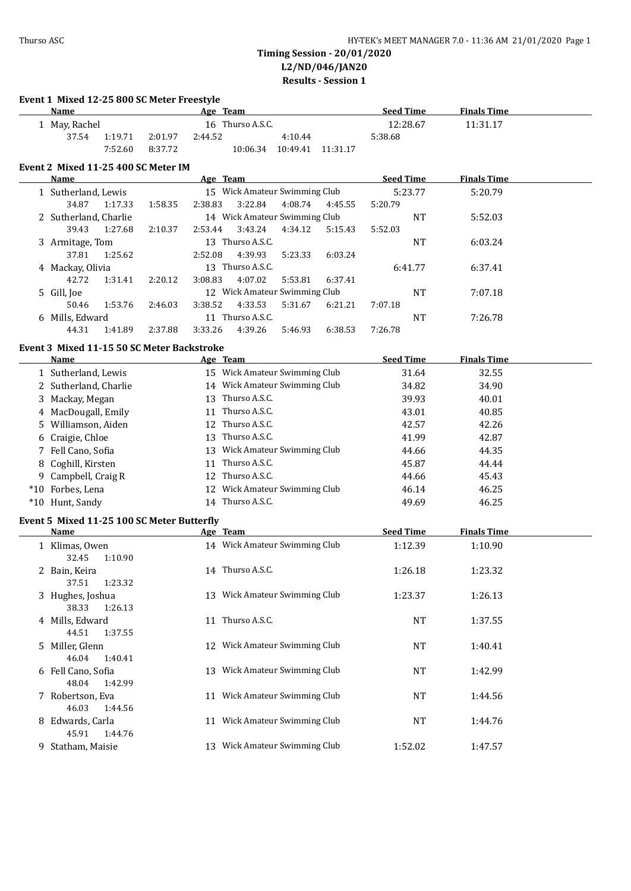# Timing Session - 20/01/2020
## L2/ND/046/JAN20
## Results - Session 1

### Event 1 Mixed 12-25 800 SC Meter Freestyle

| Name | Age | Team | Seed Time | Finals Time |
|---|---|---|---|---|
| 1 May, Rachel | 16 | Thurso A.S.C. | 12:28.67 | 11:31.17 |

Splits: 37.54, 1:19.71, 2:01.97, 2:44.52, 4:10.44, 5:38.68, 7:52.60, 8:37.72, 10:06.34, 10:49.41, 11:31.17

### Event 2 Mixed 11-25 400 SC Meter IM

| Name | Age | Team | Seed Time | Finals Time |
|---|---|---|---|---|
| 1 Sutherland, Lewis | 15 | Wick Amateur Swimming Club | 5:23.77 | 5:20.79 |
| 2 Sutherland, Charlie | 14 | Wick Amateur Swimming Club | NT | 5:52.03 |
| 3 Armitage, Tom | 13 | Thurso A.S.C. | NT | 6:03.24 |
| 4 Mackay, Olivia | 13 | Thurso A.S.C. | 6:41.77 | 6:37.41 |
| 5 Gill, Joe | 12 | Wick Amateur Swimming Club | NT | 7:07.18 |
| 6 Mills, Edward | 11 | Thurso A.S.C. | NT | 7:26.78 |

Splits:
- Sutherland, Lewis: 34.87, 1:17.33, 1:58.35, 2:38.83, 3:22.84, 4:08.74, 4:45.55, 5:20.79
- Sutherland, Charlie: 39.43, 1:27.68, 2:10.37, 2:53.44, 3:43.24, 4:34.12, 5:15.43, 5:52.03
- Armitage, Tom: 37.81, 1:25.62, 2:52.08, 4:39.93, 5:23.33, 6:03.24
- Mackay, Olivia: 42.72, 1:31.41, 2:20.12, 3:08.83, 4:07.02, 5:53.81, 6:37.41
- Gill, Joe: 50.46, 1:53.76, 2:46.03, 3:38.52, 4:33.53, 5:31.67, 6:21.21, 7:07.18
- Mills, Edward: 44.31, 1:41.89, 2:37.88, 3:33.26, 4:39.26, 5:46.93, 6:38.53, 7:26.78

### Event 3 Mixed 11-15 50 SC Meter Backstroke

| Name | Age | Team | Seed Time | Finals Time |
|---|---|---|---|---|
| 1 Sutherland, Lewis | 15 | Wick Amateur Swimming Club | 31.64 | 32.55 |
| 2 Sutherland, Charlie | 14 | Wick Amateur Swimming Club | 34.82 | 34.90 |
| 3 Mackay, Megan | 13 | Thurso A.S.C. | 39.93 | 40.01 |
| 4 MacDougall, Emily | 11 | Thurso A.S.C. | 43.01 | 40.85 |
| 5 Williamson, Aiden | 12 | Thurso A.S.C. | 42.57 | 42.26 |
| 6 Craigie, Chloe | 13 | Thurso A.S.C. | 41.99 | 42.87 |
| 7 Fell Cano, Sofia | 13 | Wick Amateur Swimming Club | 44.66 | 44.35 |
| 8 Coghill, Kirsten | 11 | Thurso A.S.C. | 45.87 | 44.44 |
| 9 Campbell, Craig R | 12 | Thurso A.S.C. | 44.66 | 45.43 |
| *10 Forbes, Lena | 12 | Wick Amateur Swimming Club | 46.14 | 46.25 |
| *10 Hunt, Sandy | 14 | Thurso A.S.C. | 49.69 | 46.25 |

### Event 5 Mixed 11-25 100 SC Meter Butterfly

| Name | Age | Team | Seed Time | Finals Time |
|---|---|---|---|---|
| 1 Klimas, Owen | 14 | Wick Amateur Swimming Club | 1:12.39 | 1:10.90 |
| 2 Bain, Keira | 14 | Thurso A.S.C. | 1:26.18 | 1:23.32 |
| 3 Hughes, Joshua | 13 | Wick Amateur Swimming Club | 1:23.37 | 1:26.13 |
| 4 Mills, Edward | 11 | Thurso A.S.C. | NT | 1:37.55 |
| 5 Miller, Glenn | 12 | Wick Amateur Swimming Club | NT | 1:40.41 |
| 6 Fell Cano, Sofia | 13 | Wick Amateur Swimming Club | NT | 1:42.99 |
| 7 Robertson, Eva | 11 | Wick Amateur Swimming Club | NT | 1:44.56 |
| 8 Edwards, Carla | 11 | Wick Amateur Swimming Club | NT | 1:44.76 |
| 9 Statham, Maisie | 13 | Wick Amateur Swimming Club | 1:52.02 | 1:47.57 |

Splits:
- Klimas, Owen: 32.45, 1:10.90
- Bain, Keira: 37.51, 1:23.32
- Hughes, Joshua: 38.33, 1:26.13
- Mills, Edward: 44.51, 1:37.55
- Miller, Glenn: 46.04, 1:40.41
- Fell Cano, Sofia: 48.04, 1:42.99
- Robertson, Eva: 46.03, 1:44.56
- Edwards, Carla: 45.91, 1:44.76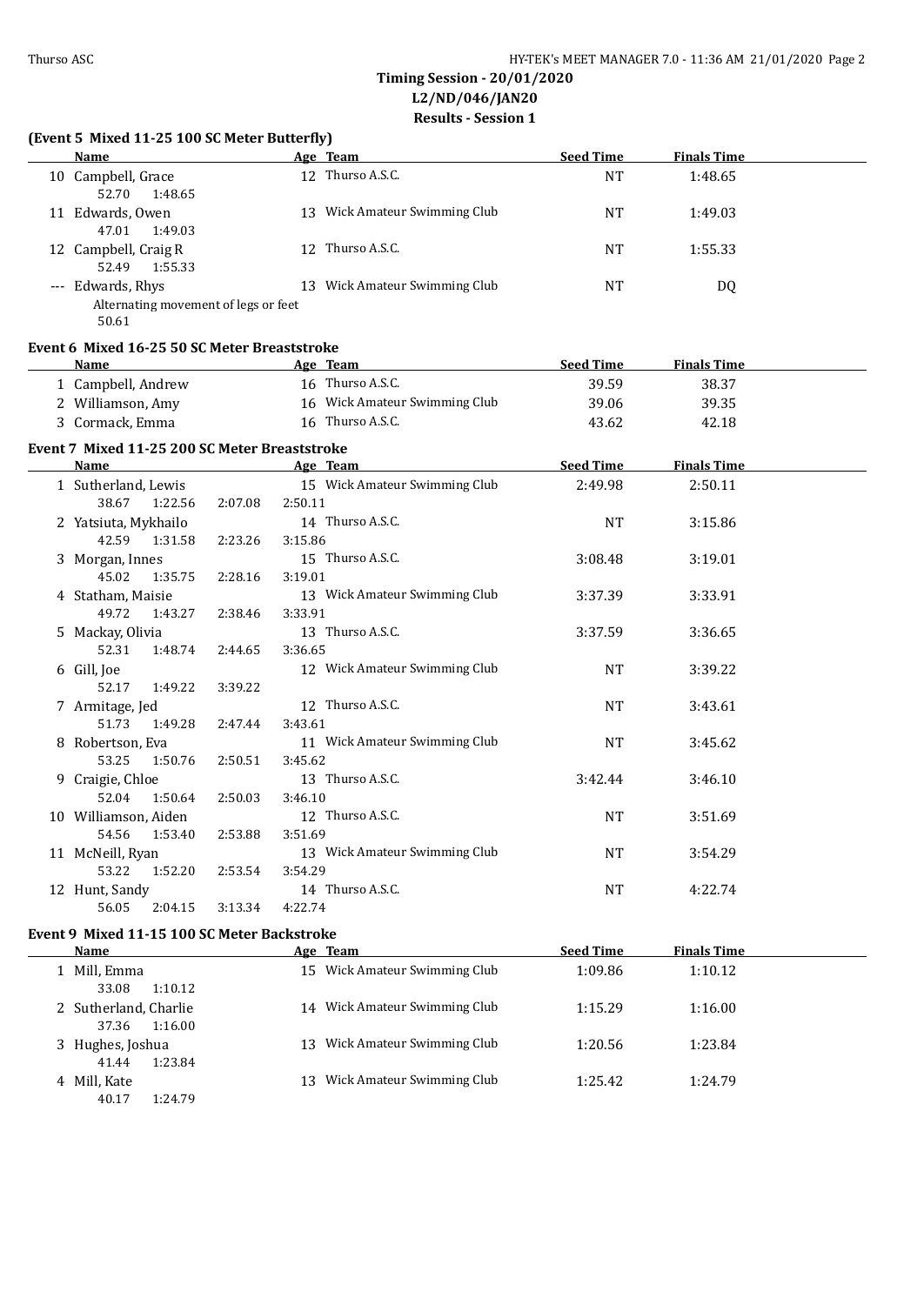## Timing Session - 20/01/2020
## L2/ND/046/JAN20
## Results - Session 1

### (Event 5 Mixed 11-25 100 SC Meter Butterfly)

| | Name | Age | Team | Seed Time | Finals Time |
|---|---|---|---|---|---|
| 10 | Campbell, Grace | 12 | Thurso A.S.C. | NT | 1:48.65 |
| | 52.70 1:48.65 | | | | |
| 11 | Edwards, Owen | 13 | Wick Amateur Swimming Club | NT | 1:49.03 |
| | 47.01 1:49.03 | | | | |
| 12 | Campbell, Craig R | 12 | Thurso A.S.C. | NT | 1:55.33 |
| | 52.49 1:55.33 | | | | |
| --- | Edwards, Rhys | 13 | Wick Amateur Swimming Club | NT | DQ |
| | Alternating movement of legs or feet | | | | |
| | 50.61 | | | | |

### Event 6 Mixed 16-25 50 SC Meter Breaststroke

| | Name | Age | Team | Seed Time | Finals Time |
|---|---|---|---|---|---|
| 1 | Campbell, Andrew | 16 | Thurso A.S.C. | 39.59 | 38.37 |
| 2 | Williamson, Amy | 16 | Wick Amateur Swimming Club | 39.06 | 39.35 |
| 3 | Cormack, Emma | 16 | Thurso A.S.C. | 43.62 | 42.18 |

### Event 7 Mixed 11-25 200 SC Meter Breaststroke

| | Name | Age | Team | Seed Time | Finals Time |
|---|---|---|---|---|---|
| 1 | Sutherland, Lewis | 15 | Wick Amateur Swimming Club | 2:49.98 | 2:50.11 |
| | 38.67 1:22.56 2:07.08 2:50.11 | | | | |
| 2 | Yatsiuta, Mykhailo | 14 | Thurso A.S.C. | NT | 3:15.86 |
| | 42.59 1:31.58 2:23.26 3:15.86 | | | | |
| 3 | Morgan, Innes | 15 | Thurso A.S.C. | 3:08.48 | 3:19.01 |
| | 45.02 1:35.75 2:28.16 3:19.01 | | | | |
| 4 | Statham, Maisie | 13 | Wick Amateur Swimming Club | 3:37.39 | 3:33.91 |
| | 49.72 1:43.27 2:38.46 3:33.91 | | | | |
| 5 | Mackay, Olivia | 13 | Thurso A.S.C. | 3:37.59 | 3:36.65 |
| | 52.31 1:48.74 2:44.65 3:36.65 | | | | |
| 6 | Gill, Joe | 12 | Wick Amateur Swimming Club | NT | 3:39.22 |
| | 52.17 1:49.22 3:39.22 | | | | |
| 7 | Armitage, Jed | 12 | Thurso A.S.C. | NT | 3:43.61 |
| | 51.73 1:49.28 2:47.44 3:43.61 | | | | |
| 8 | Robertson, Eva | 11 | Wick Amateur Swimming Club | NT | 3:45.62 |
| | 53.25 1:50.76 2:50.51 3:45.62 | | | | |
| 9 | Craigie, Chloe | 13 | Thurso A.S.C. | 3:42.44 | 3:46.10 |
| | 52.04 1:50.64 2:50.03 3:46.10 | | | | |
| 10 | Williamson, Aiden | 12 | Thurso A.S.C. | NT | 3:51.69 |
| | 54.56 1:53.40 2:53.88 3:51.69 | | | | |
| 11 | McNeill, Ryan | 13 | Wick Amateur Swimming Club | NT | 3:54.29 |
| | 53.22 1:52.20 2:53.54 3:54.29 | | | | |
| 12 | Hunt, Sandy | 14 | Thurso A.S.C. | NT | 4:22.74 |
| | 56.05 2:04.15 3:13.34 4:22.74 | | | | |

### Event 9 Mixed 11-15 100 SC Meter Backstroke

| | Name | Age | Team | Seed Time | Finals Time |
|---|---|---|---|---|---|
| 1 | Mill, Emma | 15 | Wick Amateur Swimming Club | 1:09.86 | 1:10.12 |
| | 33.08 1:10.12 | | | | |
| 2 | Sutherland, Charlie | 14 | Wick Amateur Swimming Club | 1:15.29 | 1:16.00 |
| | 37.36 1:16.00 | | | | |
| 3 | Hughes, Joshua | 13 | Wick Amateur Swimming Club | 1:20.56 | 1:23.84 |
| | 41.44 1:23.84 | | | | |
| 4 | Mill, Kate | 13 | Wick Amateur Swimming Club | 1:25.42 | 1:24.79 |
| | 40.17 1:24.79 | | | | |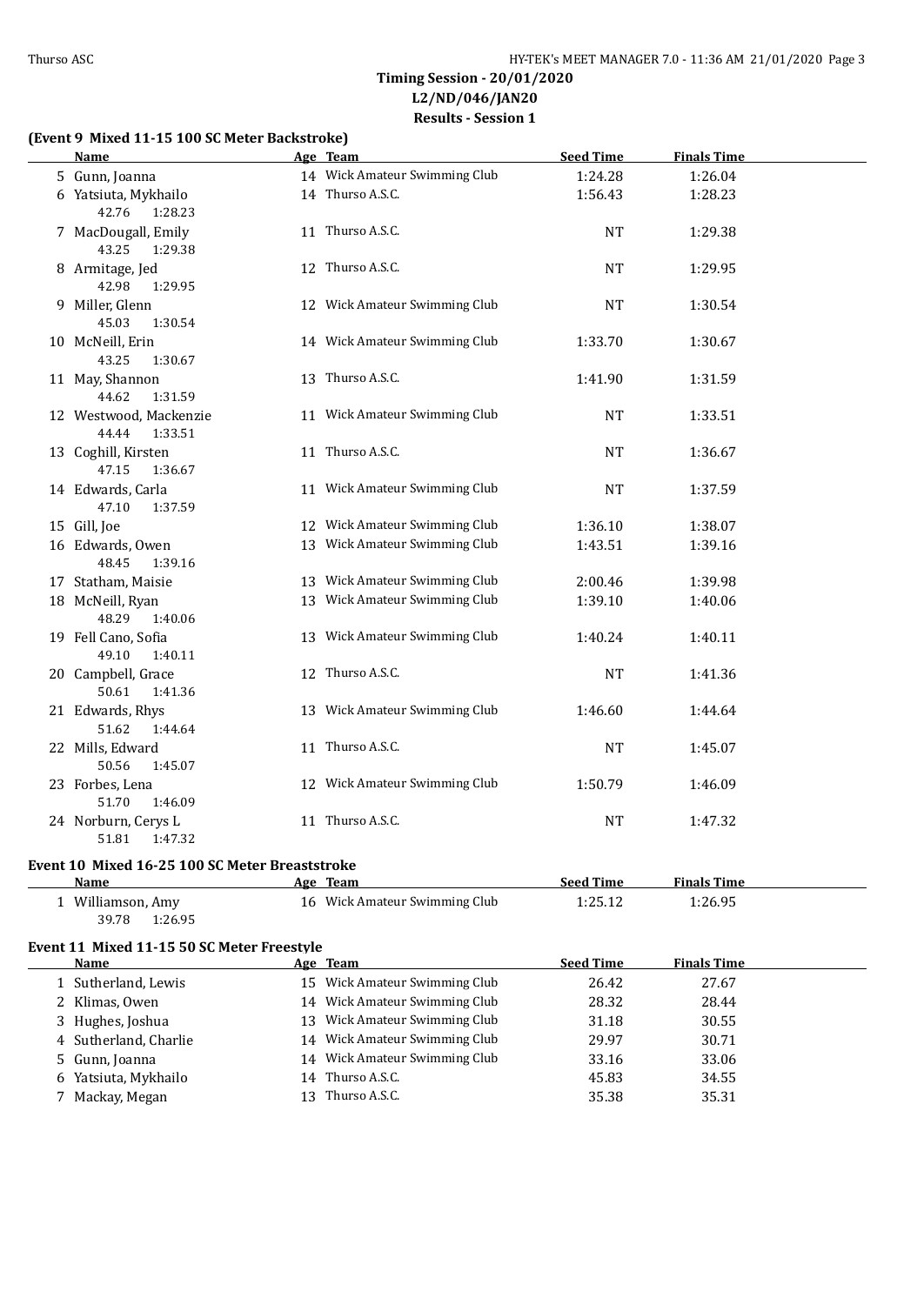**Timing Session - 20/01/2020**
**L2/ND/046/JAN20**
**Results - Session 1**

### (Event 9 Mixed 11-15 100 SC Meter Backstroke)

| Name | Age | Team | Seed Time | Finals Time |
|---|---|---|---|---|
| 5 Gunn, Joanna | 14 | Wick Amateur Swimming Club | 1:24.28 | 1:26.04 |
| 6 Yatsiuta, Mykhailo | 14 | Thurso A.S.C. | 1:56.43 | 1:28.23 |
| 42.76 1:28.23 | | | | |
| 7 MacDougall, Emily | 11 | Thurso A.S.C. | NT | 1:29.38 |
| 43.25 1:29.38 | | | | |
| 8 Armitage, Jed | 12 | Thurso A.S.C. | NT | 1:29.95 |
| 42.98 1:29.95 | | | | |
| 9 Miller, Glenn | 12 | Wick Amateur Swimming Club | NT | 1:30.54 |
| 45.03 1:30.54 | | | | |
| 10 McNeill, Erin | 14 | Wick Amateur Swimming Club | 1:33.70 | 1:30.67 |
| 43.25 1:30.67 | | | | |
| 11 May, Shannon | 13 | Thurso A.S.C. | 1:41.90 | 1:31.59 |
| 44.62 1:31.59 | | | | |
| 12 Westwood, Mackenzie | 11 | Wick Amateur Swimming Club | NT | 1:33.51 |
| 44.44 1:33.51 | | | | |
| 13 Coghill, Kirsten | 11 | Thurso A.S.C. | NT | 1:36.67 |
| 47.15 1:36.67 | | | | |
| 14 Edwards, Carla | 11 | Wick Amateur Swimming Club | NT | 1:37.59 |
| 47.10 1:37.59 | | | | |
| 15 Gill, Joe | 12 | Wick Amateur Swimming Club | 1:36.10 | 1:38.07 |
| 16 Edwards, Owen | 13 | Wick Amateur Swimming Club | 1:43.51 | 1:39.16 |
| 48.45 1:39.16 | | | | |
| 17 Statham, Maisie | 13 | Wick Amateur Swimming Club | 2:00.46 | 1:39.98 |
| 18 McNeill, Ryan | 13 | Wick Amateur Swimming Club | 1:39.10 | 1:40.06 |
| 48.29 1:40.06 | | | | |
| 19 Fell Cano, Sofia | 13 | Wick Amateur Swimming Club | 1:40.24 | 1:40.11 |
| 49.10 1:40.11 | | | | |
| 20 Campbell, Grace | 12 | Thurso A.S.C. | NT | 1:41.36 |
| 50.61 1:41.36 | | | | |
| 21 Edwards, Rhys | 13 | Wick Amateur Swimming Club | 1:46.60 | 1:44.64 |
| 51.62 1:44.64 | | | | |
| 22 Mills, Edward | 11 | Thurso A.S.C. | NT | 1:45.07 |
| 50.56 1:45.07 | | | | |
| 23 Forbes, Lena | 12 | Wick Amateur Swimming Club | 1:50.79 | 1:46.09 |
| 51.70 1:46.09 | | | | |
| 24 Norburn, Cerys L | 11 | Thurso A.S.C. | NT | 1:47.32 |
| 51.81 1:47.32 | | | | |

### Event 10 Mixed 16-25 100 SC Meter Breaststroke

| Name | Age | Team | Seed Time | Finals Time |
|---|---|---|---|---|
| 1 Williamson, Amy | 16 | Wick Amateur Swimming Club | 1:25.12 | 1:26.95 |
| 39.78 1:26.95 | | | | |

### Event 11 Mixed 11-15 50 SC Meter Freestyle

| Name | Age | Team | Seed Time | Finals Time |
|---|---|---|---|---|
| 1 Sutherland, Lewis | 15 | Wick Amateur Swimming Club | 26.42 | 27.67 |
| 2 Klimas, Owen | 14 | Wick Amateur Swimming Club | 28.32 | 28.44 |
| 3 Hughes, Joshua | 13 | Wick Amateur Swimming Club | 31.18 | 30.55 |
| 4 Sutherland, Charlie | 14 | Wick Amateur Swimming Club | 29.97 | 30.71 |
| 5 Gunn, Joanna | 14 | Wick Amateur Swimming Club | 33.16 | 33.06 |
| 6 Yatsiuta, Mykhailo | 14 | Thurso A.S.C. | 45.83 | 34.55 |
| 7 Mackay, Megan | 13 | Thurso A.S.C. | 35.38 | 35.31 |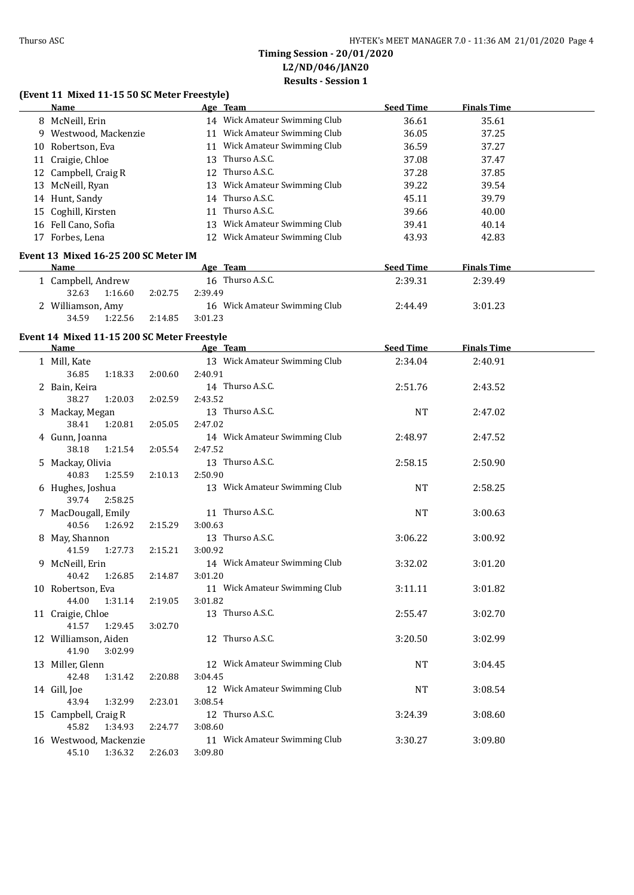## Timing Session - 20/01/2020
## L2/ND/046/JAN20
## Results - Session 1

### (Event 11 Mixed 11-15 50 SC Meter Freestyle)

| | Name | Age | Team | Seed Time | Finals Time |
|---|---|---|---|---|---|
| 8 | McNeill, Erin | 14 | Wick Amateur Swimming Club | 36.61 | 35.61 |
| 9 | Westwood, Mackenzie | 11 | Wick Amateur Swimming Club | 36.05 | 37.25 |
| 10 | Robertson, Eva | 11 | Wick Amateur Swimming Club | 36.59 | 37.27 |
| 11 | Craigie, Chloe | 13 | Thurso A.S.C. | 37.08 | 37.47 |
| 12 | Campbell, Craig R | 12 | Thurso A.S.C. | 37.28 | 37.85 |
| 13 | McNeill, Ryan | 13 | Wick Amateur Swimming Club | 39.22 | 39.54 |
| 14 | Hunt, Sandy | 14 | Thurso A.S.C. | 45.11 | 39.79 |
| 15 | Coghill, Kirsten | 11 | Thurso A.S.C. | 39.66 | 40.00 |
| 16 | Fell Cano, Sofia | 13 | Wick Amateur Swimming Club | 39.41 | 40.14 |
| 17 | Forbes, Lena | 12 | Wick Amateur Swimming Club | 43.93 | 42.83 |

### Event 13 Mixed 16-25 200 SC Meter IM

| | Name | Age | Team | Seed Time | Finals Time |
|---|---|---|---|---|---|
| 1 | Campbell, Andrew | 16 | Thurso A.S.C. | 2:39.31 | 2:39.49 |
| | 32.63 1:16.60 2:02.75 2:39.49 | | | | |
| 2 | Williamson, Amy | 16 | Wick Amateur Swimming Club | 2:44.49 | 3:01.23 |
| | 34.59 1:22.56 2:14.85 3:01.23 | | | | |

### Event 14 Mixed 11-15 200 SC Meter Freestyle

| | Name | Age | Team | Seed Time | Finals Time |
|---|---|---|---|---|---|
| 1 | Mill, Kate | 13 | Wick Amateur Swimming Club | 2:34.04 | 2:40.91 |
| | 36.85 1:18.33 2:00.60 2:40.91 | | | | |
| 2 | Bain, Keira | 14 | Thurso A.S.C. | 2:51.76 | 2:43.52 |
| | 38.27 1:20.03 2:02.59 2:43.52 | | | | |
| 3 | Mackay, Megan | 13 | Thurso A.S.C. | NT | 2:47.02 |
| | 38.41 1:20.81 2:05.05 2:47.02 | | | | |
| 4 | Gunn, Joanna | 14 | Wick Amateur Swimming Club | 2:48.97 | 2:47.52 |
| | 38.18 1:21.54 2:05.54 2:47.52 | | | | |
| 5 | Mackay, Olivia | 13 | Thurso A.S.C. | 2:58.15 | 2:50.90 |
| | 40.83 1:25.59 2:10.13 2:50.90 | | | | |
| 6 | Hughes, Joshua | 13 | Wick Amateur Swimming Club | NT | 2:58.25 |
| | 39.74 2:58.25 | | | | |
| 7 | MacDougall, Emily | 11 | Thurso A.S.C. | NT | 3:00.63 |
| | 40.56 1:26.92 2:15.29 3:00.63 | | | | |
| 8 | May, Shannon | 13 | Thurso A.S.C. | 3:06.22 | 3:00.92 |
| | 41.59 1:27.73 2:15.21 3:00.92 | | | | |
| 9 | McNeill, Erin | 14 | Wick Amateur Swimming Club | 3:32.02 | 3:01.20 |
| | 40.42 1:26.85 2:14.87 3:01.20 | | | | |
| 10 | Robertson, Eva | 11 | Wick Amateur Swimming Club | 3:11.11 | 3:01.82 |
| | 44.00 1:31.14 2:19.05 3:01.82 | | | | |
| 11 | Craigie, Chloe | 13 | Thurso A.S.C. | 2:55.47 | 3:02.70 |
| | 41.57 1:29.45 3:02.70 | | | | |
| 12 | Williamson, Aiden | 12 | Thurso A.S.C. | 3:20.50 | 3:02.99 |
| | 41.90 3:02.99 | | | | |
| 13 | Miller, Glenn | 12 | Wick Amateur Swimming Club | NT | 3:04.45 |
| | 42.48 1:31.42 2:20.88 3:04.45 | | | | |
| 14 | Gill, Joe | 12 | Wick Amateur Swimming Club | NT | 3:08.54 |
| | 43.94 1:32.99 2:23.01 3:08.54 | | | | |
| 15 | Campbell, Craig R | 12 | Thurso A.S.C. | 3:24.39 | 3:08.60 |
| | 45.82 1:34.93 2:24.77 3:08.60 | | | | |
| 16 | Westwood, Mackenzie | 11 | Wick Amateur Swimming Club | 3:30.27 | 3:09.80 |
| | 45.10 1:36.32 2:26.03 3:09.80 | | | | |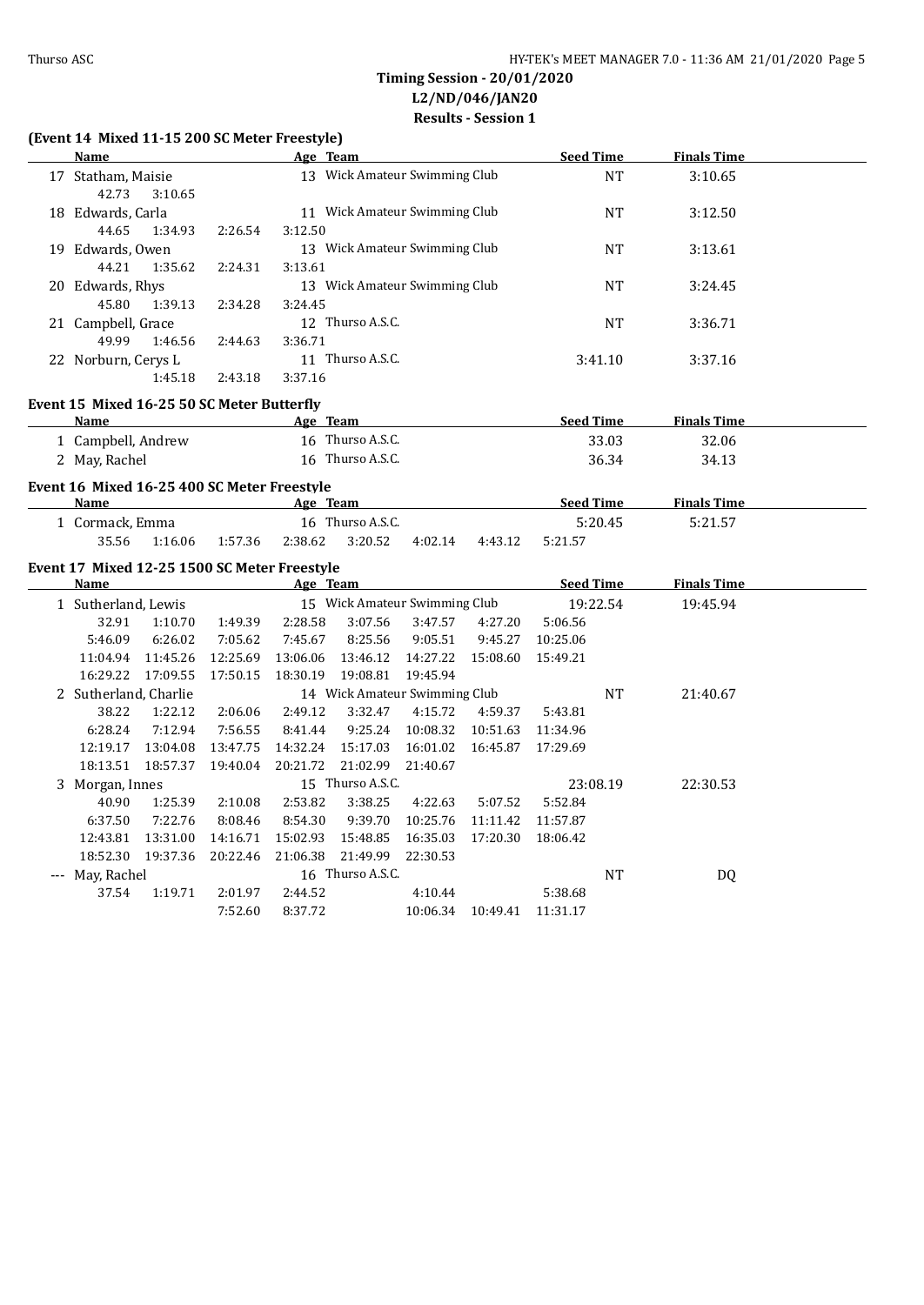Thurso ASC

**Timing Session - 20/01/2020**
**L2/ND/046/JAN20**
**Results - Session 1**

### (Event 14 Mixed 11-15 200 SC Meter Freestyle)

| Name | Age | Team | Seed Time | Finals Time |
|---|---|---|---|---|
| 17 Statham, Maisie | 13 | Wick Amateur Swimming Club | NT | 3:10.65 |
| 42.73  3:10.65 | | | | |
| 18 Edwards, Carla | 11 | Wick Amateur Swimming Club | NT | 3:12.50 |
| 44.65  1:34.93  2:26.54  3:12.50 | | | | |
| 19 Edwards, Owen | 13 | Wick Amateur Swimming Club | NT | 3:13.61 |
| 44.21  1:35.62  2:24.31  3:13.61 | | | | |
| 20 Edwards, Rhys | 13 | Wick Amateur Swimming Club | NT | 3:24.45 |
| 45.80  1:39.13  2:34.28  3:24.45 | | | | |
| 21 Campbell, Grace | 12 | Thurso A.S.C. | NT | 3:36.71 |
| 49.99  1:46.56  2:44.63  3:36.71 | | | | |
| 22 Norburn, Cerys L | 11 | Thurso A.S.C. | 3:41.10 | 3:37.16 |
| 1:45.18  2:43.18  3:37.16 | | | | |

### Event 15 Mixed 16-25 50 SC Meter Butterfly

| Name | Age | Team | Seed Time | Finals Time |
|---|---|---|---|---|
| 1 Campbell, Andrew | 16 | Thurso A.S.C. | 33.03 | 32.06 |
| 2 May, Rachel | 16 | Thurso A.S.C. | 36.34 | 34.13 |

### Event 16 Mixed 16-25 400 SC Meter Freestyle

| Name | Age | Team | Seed Time | Finals Time |
|---|---|---|---|---|
| 1 Cormack, Emma | 16 | Thurso A.S.C. | 5:20.45 | 5:21.57 |
| 35.56  1:16.06  1:57.36  2:38.62  3:20.52  4:02.14  4:43.12  5:21.57 | | | | |

### Event 17 Mixed 12-25 1500 SC Meter Freestyle

| Name | Age | Team | Seed Time | Finals Time |
|---|---|---|---|---|
| 1 Sutherland, Lewis | 15 | Wick Amateur Swimming Club | 19:22.54 | 19:45.94 |
| 32.91  1:10.70  1:49.39  2:28.58  3:07.56  3:47.57  4:27.20  5:06.56 | | | | |
| 5:46.09  6:26.02  7:05.62  7:45.67  8:25.56  9:05.51  9:45.27  10:25.06 | | | | |
| 11:04.94  11:45.26  12:25.69  13:06.06  13:46.12  14:27.22  15:08.60  15:49.21 | | | | |
| 16:29.22  17:09.55  17:50.15  18:30.19  19:08.81  19:45.94 | | | | |
| 2 Sutherland, Charlie | 14 | Wick Amateur Swimming Club | NT | 21:40.67 |
| 38.22  1:22.12  2:06.06  2:49.12  3:32.47  4:15.72  4:59.37  5:43.81 | | | | |
| 6:28.24  7:12.94  7:56.55  8:41.44  9:25.24  10:08.32  10:51.63  11:34.96 | | | | |
| 12:19.17  13:04.08  13:47.75  14:32.24  15:17.03  16:01.02  16:45.87  17:29.69 | | | | |
| 18:13.51  18:57.37  19:40.04  20:21.72  21:02.99  21:40.67 | | | | |
| 3 Morgan, Innes | 15 | Thurso A.S.C. | 23:08.19 | 22:30.53 |
| 40.90  1:25.39  2:10.08  2:53.82  3:38.25  4:22.63  5:07.52  5:52.84 | | | | |
| 6:37.50  7:22.76  8:08.46  8:54.30  9:39.70  10:25.76  11:11.42  11:57.87 | | | | |
| 12:43.81  13:31.00  14:16.71  15:02.93  15:48.85  16:35.03  17:20.30  18:06.42 | | | | |
| 18:52.30  19:37.36  20:22.46  21:06.38  21:49.99  22:30.53 | | | | |
| --- May, Rachel | 16 | Thurso A.S.C. | NT | DQ |
| 37.54  1:19.71  2:01.97  2:44.52  4:10.44  5:38.68 | | | | |
| 7:52.60  8:37.72  10:06.34  10:49.41  11:31.17 | | | | |